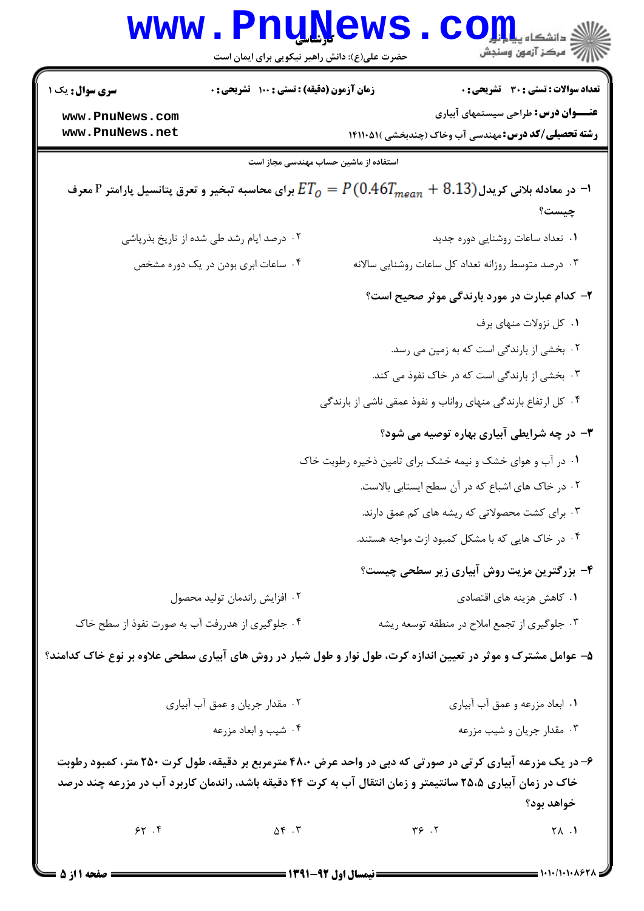**کارشناسی**

حضرت علی(ع): دانش راهبر نیکویی برای ایمان است

**تعداد سوالات : تستی : ۳۰ تشریحی : ۰**　　**زمان آزمون (دقیقه) : تستی : ۱۰۰ تشریحی : ۰**　　**سری سوال :** یک ۱

**عنـــوان درس:** طراحی سیستمهای آبیاری

**رشته تحصیلی/کد درس:** مهندسی آب وخاک (چندبخشی )۱۴۱۱۰۵۱

استفاده از ماشین حساب مهندسی مجاز است

**۱- در معادله بلانی کریدل $ET_O = P(0.46T_{mean} + 8.13)$ برای محاسبه تبخیر و تعرق پتانسیل پارامتر P معرف چیست؟**

۱. تعداد ساعات روشنایی دوره جدید
۲. درصد ایام رشد طی شده از تاریخ بذرپاشی
۳. درصد متوسط روزانه تعداد کل ساعات روشنایی سالانه
۴. ساعات ابری بودن در یک دوره مشخص

**۲- کدام عبارت در مورد بارندگی موثر صحیح است؟**

۱. کل نزولات منهای برف
۲. بخشی از بارندگی است که به زمین می رسد.
۳. بخشی از بارندگی است که در خاک نفوذ می کند.
۴. کل ارتفاع بارندگی منهای رواناب و نفوذ عمقی ناشی از بارندگی

**۳- در چه شرایطی آبیاری بهاره توصیه می شود؟**

۱. در آب و هوای خشک و نیمه خشک برای تامین ذخیره رطوبت خاک
۲. در خاک های اشباع که در آن سطح ایستابی بالاست.
۳. برای کشت محصولاتی که ریشه های کم عمق دارند.
۴. در خاک هایی که با مشکل کمبود ازت مواجه هستند.

**۴- بزرگترین مزیت روش آبیاری زیر سطحی چیست؟**

۱. کاهش هزینه های اقتصادی
۲. افزایش راندمان تولید محصول
۳. جلوگیری از تجمع املاح در منطقه توسعه ریشه
۴. جلوگیری از هدررفت آب به صورت نفوذ از سطح خاک

**۵- عوامل مشترک و موثر در تعیین اندازه کرت، طول نوار و طول شیار در روش های آبیاری سطحی علاوه بر نوع خاک کدامند؟**

۱. ابعاد مزرعه و عمق آب آبیاری
۲. مقدار جریان و عمق آب آبیاری
۳. مقدار جریان و شیب مزرعه
۴. شیب و ابعاد مزرعه

**۶- در یک مزرعه آبیاری کرتی در صورتی که دبی در واحد عرض ۴۸،۰ مترمربع بر دقیقه، طول کرت ۲۵۰ متر، کمبود رطوبت خاک در زمان آبیاری ۲۵،۵ سانتیمتر و زمان انتقال آب به کرت ۴۴ دقیقه باشد، راندمان کاربرد آب در مزرعه چند درصد خواهد بود؟**

۱. ۲۸
۲. ۳۶
۳. ۵۴
۴. ۶۲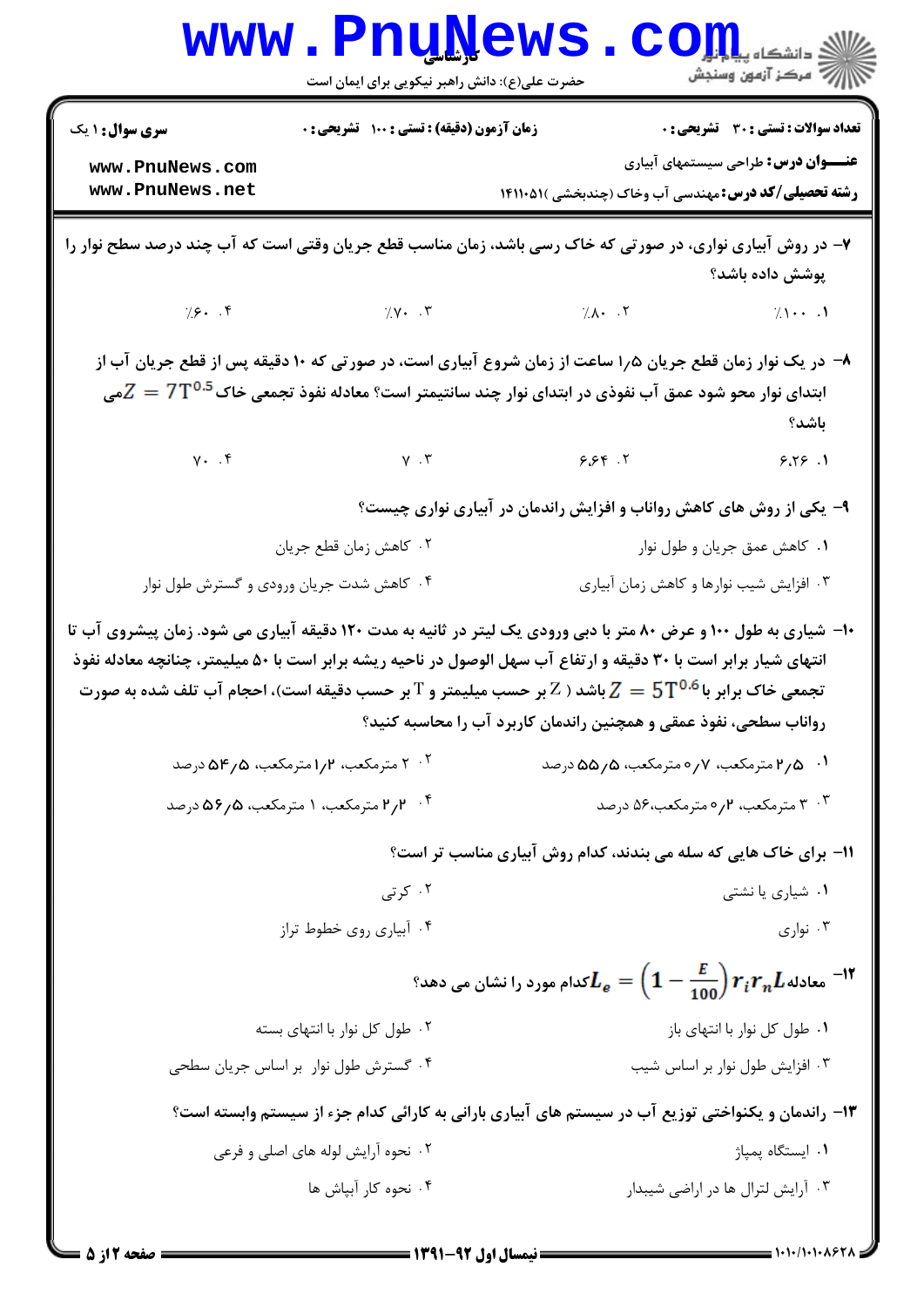۷- در روش آبیاری نواری، در صورتی که خاک رسی باشد، زمان مناسب قطع جریان وقتی است که آب چند درصد سطح نوار را پوشش داده باشد؟

۱. ٪۱۰۰
۲. ٪۸۰
۳. ٪۷۰
۴. ٪۶۰

۸- در یک نوار زمان قطع جریان ۱/۵ ساعت از زمان شروع آبیاری است، در صورتی که ۱۰ دقیقه پس از قطع جریان آب از ابتدای نوار محو شود عمق آب نفوذی در ابتدای نوار چند سانتیمتر است؟ معادله نفوذ تجمعی خاک $Z = 7T^{0.5}$ می باشد؟

۱. ۶/۲۶
۲. ۶۶۴
۳. ۷
۴. ۷۰

۹- یکی از روش های کاهش رواناب و افزایش راندمان در آبیاری نواری چیست؟

۱. کاهش عمق جریان و طول نوار
۲. کاهش زمان قطع جریان
۳. افزایش شیب نوارها و کاهش زمان آبیاری
۴. کاهش شدت جریان ورودی و گسترش طول نوار

۱۰- شیاری به طول ۱۰۰ و عرض ۸۰ متر با دبی ورودی یک لیتر در ثانیه به مدت ۱۲۰ دقیقه آبیاری می شود. زمان پیشروی آب تا انتهای شیار برابر است با ۳۰ دقیقه و ارتفاع آب سهل الوصول در ناحیه ریشه برابر است با ۵۰ میلیمتر، چنانچه معادله نفوذ تجمعی خاک برابر با $Z = 5T^{0.6}$ باشد ( $Z$ بر حسب میلیمتر و $T$ بر حسب دقیقه است)، احجام آب تلف شده به صورت رواناب سطحی، نفوذ عمقی و همچنین راندمان کاربرد آب را محاسبه کنید؟

۱. ۲/۵ مترمکعب، ۰/۷ مترمکعب، ۵۵/۵ درصد
۲. ۲ مترمکعب، ۱/۲ مترمکعب، ۵۴/۵ درصد
۳. ۳ مترمکعب، ۰/۲ مترمکعب،۵۶ درصد
۴. ۲/۲ مترمکعب، ۱ مترمکعب، ۵۶/۵ درصد

۱۱- برای خاک هایی که سله می بندند، کدام روش آبیاری مناسب تر است؟

۱. شیاری یا نشتی
۲. کرتی
۳. نواری
۴. آبیاری روی خطوط تراز

۱۲- معادله $L_e = \left(1 - \frac{E}{100}\right) r_i r_n L$ کدام مورد را نشان می دهد؟

۱. طول کل نوار با انتهای باز
۲. طول کل نوار با انتهای بسته
۳. افزایش طول نوار بر اساس شیب
۴. گسترش طول نوار بر اساس جریان سطحی

۱۳- راندمان و یکنواختی توزیع آب در سیستم های آبیاری بارانی به کارائی کدام جزء از سیستم وابسته است؟

۱. ایستگاه پمپاژ
۲. نحوه آرایش لوله های اصلی و فرعی
۳. آرایش لترال ها در اراضی شیبدار
۴. نحوه کار آبپاش ها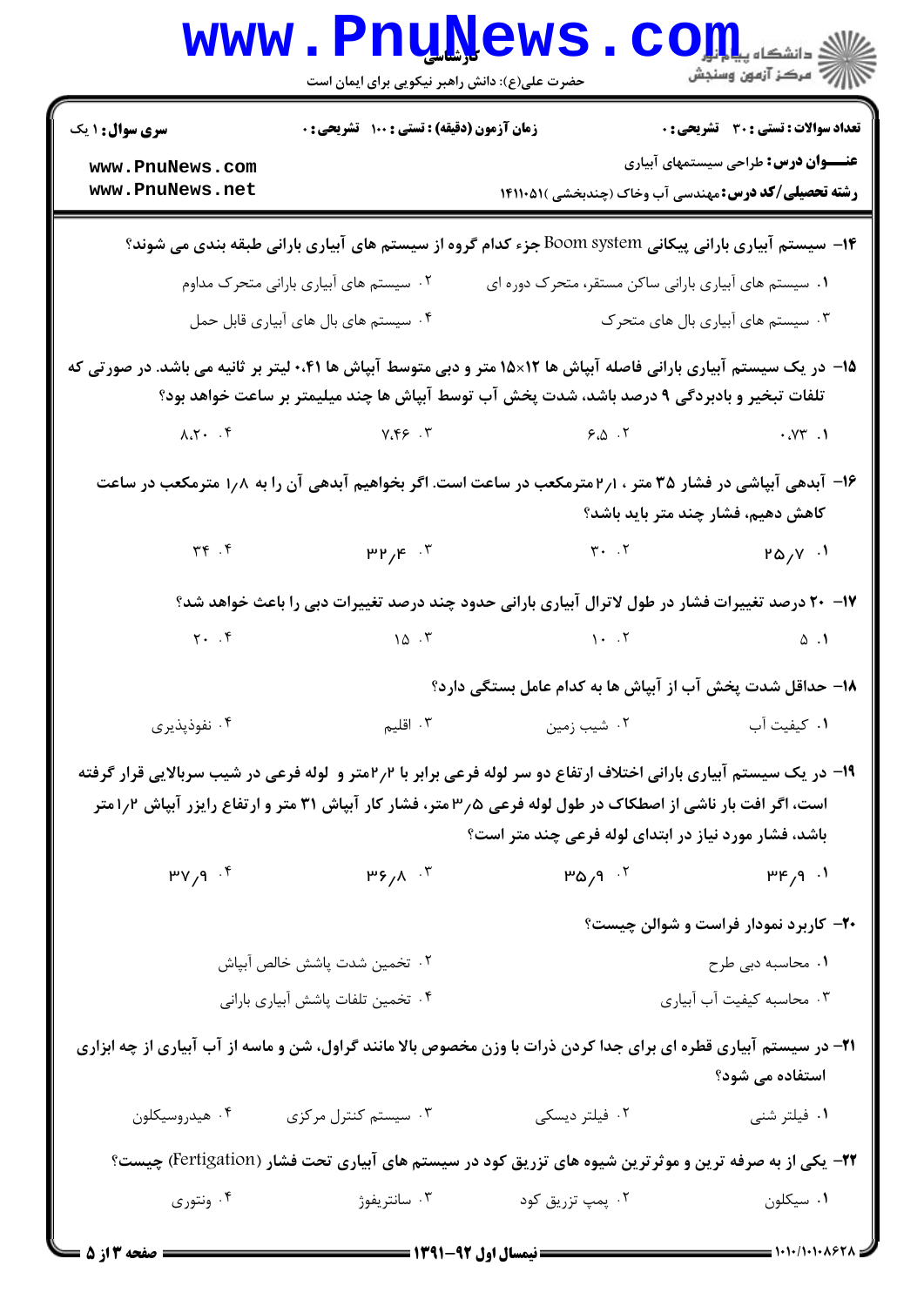۱۴- سیستم آبیاری بارانی پیکانی Boom system جزء کدام گروه از سیستم های آبیاری بارانی طبقه بندی می شوند؟

۱. سیستم های آبیاری بارانی ساکن مستقر، متحرک دوره ای

۲. سیستم های آبیاری بارانی متحرک مداوم

۳. سیستم های آبیاری بال های متحرک

۴. سیستم های بال های آبیاری قابل حمل

۱۵- در یک سیستم آبیاری بارانی فاصله آبپاش ها ۱۲×۱۵ متر و دبی متوسط آبپاش ها ۰.۴۱ لیتر بر ثانیه می باشد. در صورتی که تلفات تبخیر و بادبردگی ۹ درصد باشد، شدت پخش آب توسط آبپاش ها چند میلیمتر بر ساعت خواهد بود؟

۱. ۰.۷۳

۲. ۶.۵

۳. ۷.۴۶

۴. ۸.۲۰

۱۶- آبدهی آبپاشی در فشار ۳۵ متر ، ۲/۱ مترمکعب در ساعت است. اگر بخواهیم آبدهی آن را به ۱/۸ مترمکعب در ساعت کاهش دهیم، فشار چند متر باید باشد؟

۱. ۲۵/۷

۲. ۳۰

۳. ۳۲/۴

۴. ۳۴

۱۷- ۲۰ درصد تغییرات فشار در طول لاترال آبیاری بارانی حدود چند درصد تغییرات دبی را باعث خواهد شد؟

۱. ۵

۲. ۱۰

۳. ۱۵

۴. ۲۰

۱۸- حداقل شدت پخش آب از آبپاش ها به کدام عامل بستگی دارد؟

۱. کیفیت آب

۲. شیب زمین

۳. اقلیم

۴. نفوذپذیری

۱۹- در یک سیستم آبیاری بارانی اختلاف ارتفاع دو سر لوله فرعی برابر با ۲/۲متر و لوله فرعی در شیب سربالایی قرار گرفته است، اگر افت بار ناشی از اصطکاک در طول لوله فرعی ۳/۵متر، فشار کار آبپاش ۳۱ متر و ارتفاع رایزر آبپاش ۱/۲متر باشد، فشار مورد نیاز در ابتدای لوله فرعی چند متر است؟

۱. ۳۴/۹

۲. ۳۵/۹

۳. ۳۶/۸

۴. ۳۷/۹

۲۰- کاربرد نمودار فراست و شوالن چیست؟

۱. محاسبه دبی طرح

۲. تخمین شدت پاشش خالص آبپاش

۳. محاسبه کیفیت آب آبیاری

۴. تخمین تلفات پاشش آبیاری بارانی

۲۱- در سیستم آبیاری قطره ای برای جدا کردن ذرات با وزن مخصوص بالا مانند گراول، شن و ماسه از آب آبیاری از چه ابزاری استفاده می شود؟

۱. فیلتر شنی

۲. فیلتر دیسکی

۳. سیستم کنترل مرکزی

۴. هیدروسیکلون

۲۲- یکی از به صرفه ترین و موثرترین شیوه های تزریق کود در سیستم های آبیاری تحت فشار (Fertigation) چیست؟

۱. سیکلون

۲. پمپ تزریق کود

۳. سانتریفوژ

۴. ونتوری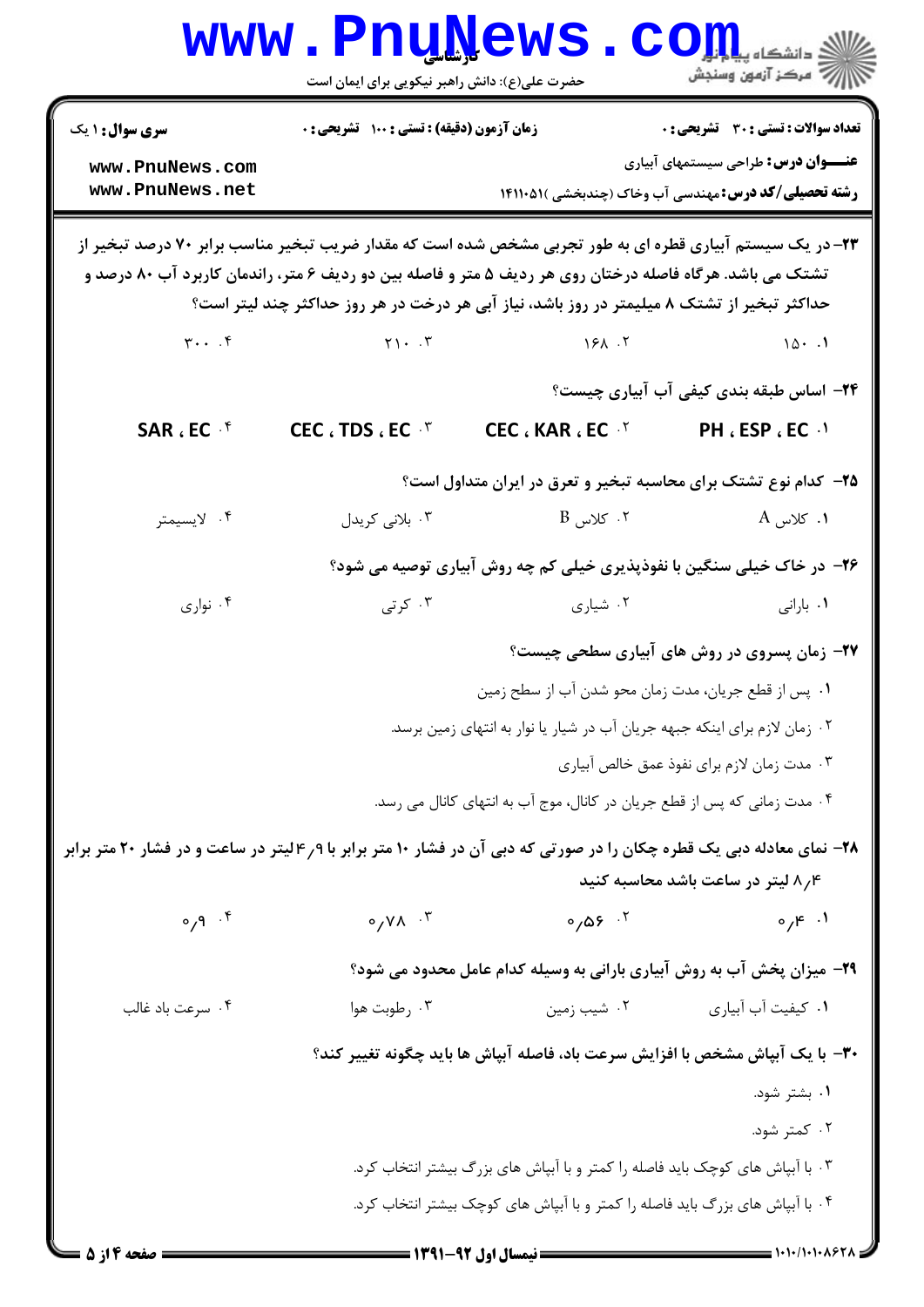**سری سوال:** ۱ یک

**زمان آزمون (دقیقه) : تستی : ۱۰۰ تشریحی : ۰**

**تعداد سوالات : تستی : ۳۰ تشریحی : ۰**

**عنـــوان درس:** طراحی سیستمهای آبیاری

**رشته تحصیلی/کد درس:** مهندسی آب وخاک (چندبخشی )۱۴۱۱۰۵۱

۲۳– در یک سیستم آبیاری قطره ای به طور تجربی مشخص شده است که مقدار ضریب تبخیر مناسب برابر ۷۰ درصد تبخیر از تشتک می باشد. هرگاه فاصله درختان روی هر ردیف ۵ متر و فاصله بین دو ردیف ۶ متر، راندمان کاربرد آب ۸۰ درصد و حداکثر تبخیر از تشتک ۸ میلیمتر در روز باشد، نیاز آبی هر درخت در هر روز حداکثر چند لیتر است؟

۱. ۱۵۰ ۲. ۱۶۸ ۳. ۲۱۰ ۴. ۳۰۰

۲۴– اساس طبقه بندی کیفی آب آبیاری چیست؟

۱. PH ، ESP ، EC ۲. CEC ، KAR ، EC ۳. CEC ، TDS ، EC ۴. SAR ، EC

۲۵– کدام نوع تشتک برای محاسبه تبخیر و تعرق در ایران متداول است؟

۱. کلاس A ۲. کلاس B ۳. بلانی کریدل ۴. لایسیمتر

۲۶– در خاک خیلی سنگین با نفوذپذیری خیلی کم چه روش آبیاری توصیه می شود؟

۱. بارانی ۲. شیاری ۳. کرتی ۴. نواری

۲۷– زمان پسروی در روش های آبیاری سطحی چیست؟

۱. پس از قطع جریان، مدت زمان محو شدن آب از سطح زمین

۲. زمان لازم برای اینکه جبهه جریان آب در شیار یا نوار به انتهای زمین برسد.

۳. مدت زمان لازم برای نفوذ عمق خالص آبیاری

۴. مدت زمانی که پس از قطع جریان در کانال، موج آب به انتهای کانال می رسد.

۲۸– نمای معادله دبی یک قطره چکان را در صورتی که دبی آن در فشار ۱۰ متر برابر با ۴/۹ لیتر در ساعت و در فشار ۲۰ متر برابر ۸/۴ لیتر در ساعت باشد محاسبه کنید

۱. ۰/۴ ۲. ۰/۵۶ ۳. ۰/۷۸ ۴. ۰/۹

۲۹– میزان پخش آب به روش آبیاری بارانی به وسیله کدام عامل محدود می شود؟

۱. کیفیت آب آبیاری ۲. شیب زمین ۳. رطوبت هوا ۴. سرعت باد غالب

۳۰– با یک آبپاش مشخص با افزایش سرعت باد، فاصله آبپاش ها باید چگونه تغییر کند؟

۱. بیشتر شود.

۲. کمتر شود.

۳. با آبپاش های کوچک باید فاصله را کمتر و با آبپاش های بزرگ بیشتر انتخاب کرد.

۴. با آبپاش های بزرگ باید فاصله را کمتر و با آبپاش های کوچک بیشتر انتخاب کرد.